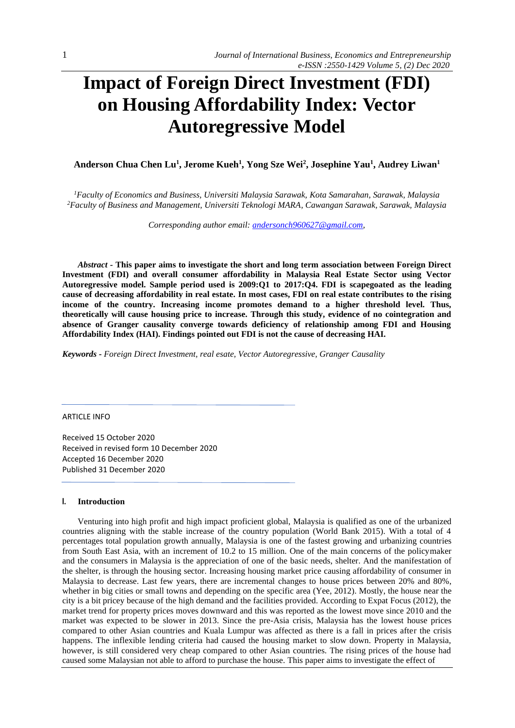# Impact of Foreign Direct Investment (FDI) on Housing Affordability Index: Vector Autoregressive Model

**Anderson Chua Chen Lu[1], Jerome Kueh[1], Yong Sze Wei[2], Josephine Yau[1], Audrey Liwan[1]**

[1]*Faculty of Economics and Business, Universiti Malaysia Sarawak, Kota Samarahan, Sarawak, Malaysia*
[2]*Faculty of Business and Management, Universiti Teknologi MARA, Cawangan Sarawak, Sarawak, Malaysia*

*Corresponding author email: andersonch960627@gmail.com,*

*Abstract* - **This paper aims to investigate the short and long term association between Foreign Direct Investment (FDI) and overall consumer affordability in Malaysia Real Estate Sector using Vector Autoregressive model. Sample period used is 2009:Q1 to 2017:Q4. FDI is scapegoated as the leading cause of decreasing affordability in real estate. In most cases, FDI on real estate contributes to the rising income of the country. Increasing income promotes demand to a higher threshold level. Thus, theoretically will cause housing price to increase. Through this study, evidence of no cointegration and absence of Granger causality converge towards deficiency of relationship among FDI and Housing Affordability Index (HAI). Findings pointed out FDI is not the cause of decreasing HAI.**

***Keywords*** *- Foreign Direct Investment, real esate, Vector Autoregressive, Granger Causality*

ARTICLE INFO

Received 15 October 2020
Received in revised form 10 December 2020
Accepted 16 December 2020
Published 31 December 2020

## I. Introduction

Venturing into high profit and high impact proficient global, Malaysia is qualified as one of the urbanized countries aligning with the stable increase of the country population (World Bank 2015). With a total of 4 percentages total population growth annually, Malaysia is one of the fastest growing and urbanizing countries from South East Asia, with an increment of 10.2 to 15 million. One of the main concerns of the policymaker and the consumers in Malaysia is the appreciation of one of the basic needs, shelter. And the manifestation of the shelter, is through the housing sector. Increasing housing market price causing affordability of consumer in Malaysia to decrease. Last few years, there are incremental changes to house prices between 20% and 80%, whether in big cities or small towns and depending on the specific area (Yee, 2012). Mostly, the house near the city is a bit pricey because of the high demand and the facilities provided. According to Expat Focus (2012), the market trend for property prices moves downward and this was reported as the lowest move since 2010 and the market was expected to be slower in 2013. Since the pre-Asia crisis, Malaysia has the lowest house prices compared to other Asian countries and Kuala Lumpur was affected as there is a fall in prices after the crisis happens. The inflexible lending criteria had caused the housing market to slow down. Property in Malaysia, however, is still considered very cheap compared to other Asian countries. The rising prices of the house had caused some Malaysian not able to afford to purchase the house. This paper aims to investigate the effect of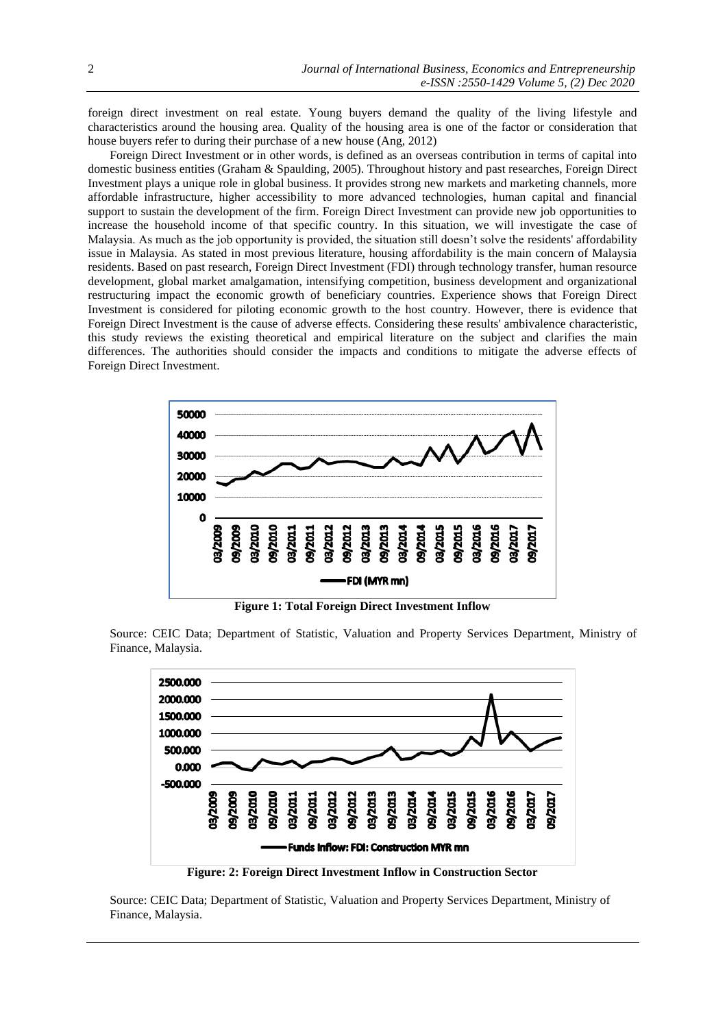foreign direct investment on real estate. Young buyers demand the quality of the living lifestyle and characteristics around the housing area. Quality of the housing area is one of the factor or consideration that house buyers refer to during their purchase of a new house (Ang, 2012)

Foreign Direct Investment or in other words, is defined as an overseas contribution in terms of capital into domestic business entities (Graham & Spaulding, 2005). Throughout history and past researches, Foreign Direct Investment plays a unique role in global business. It provides strong new markets and marketing channels, more affordable infrastructure, higher accessibility to more advanced technologies, human capital and financial support to sustain the development of the firm. Foreign Direct Investment can provide new job opportunities to increase the household income of that specific country. In this situation, we will investigate the case of Malaysia. As much as the job opportunity is provided, the situation still doesn't solve the residents' affordability issue in Malaysia. As stated in most previous literature, housing affordability is the main concern of Malaysia residents. Based on past research, Foreign Direct Investment (FDI) through technology transfer, human resource development, global market amalgamation, intensifying competition, business development and organizational restructuring impact the economic growth of beneficiary countries. Experience shows that Foreign Direct Investment is considered for piloting economic growth to the host country. However, there is evidence that Foreign Direct Investment is the cause of adverse effects. Considering these results' ambivalence characteristic, this study reviews the existing theoretical and empirical literature on the subject and clarifies the main differences. The authorities should consider the impacts and conditions to mitigate the adverse effects of Foreign Direct Investment.

**Figure 1: Total Foreign Direct Investment Inflow**

Source: CEIC Data; Department of Statistic, Valuation and Property Services Department, Ministry of Finance, Malaysia.

**Figure: 2: Foreign Direct Investment Inflow in Construction Sector**

Source: CEIC Data; Department of Statistic, Valuation and Property Services Department, Ministry of Finance, Malaysia.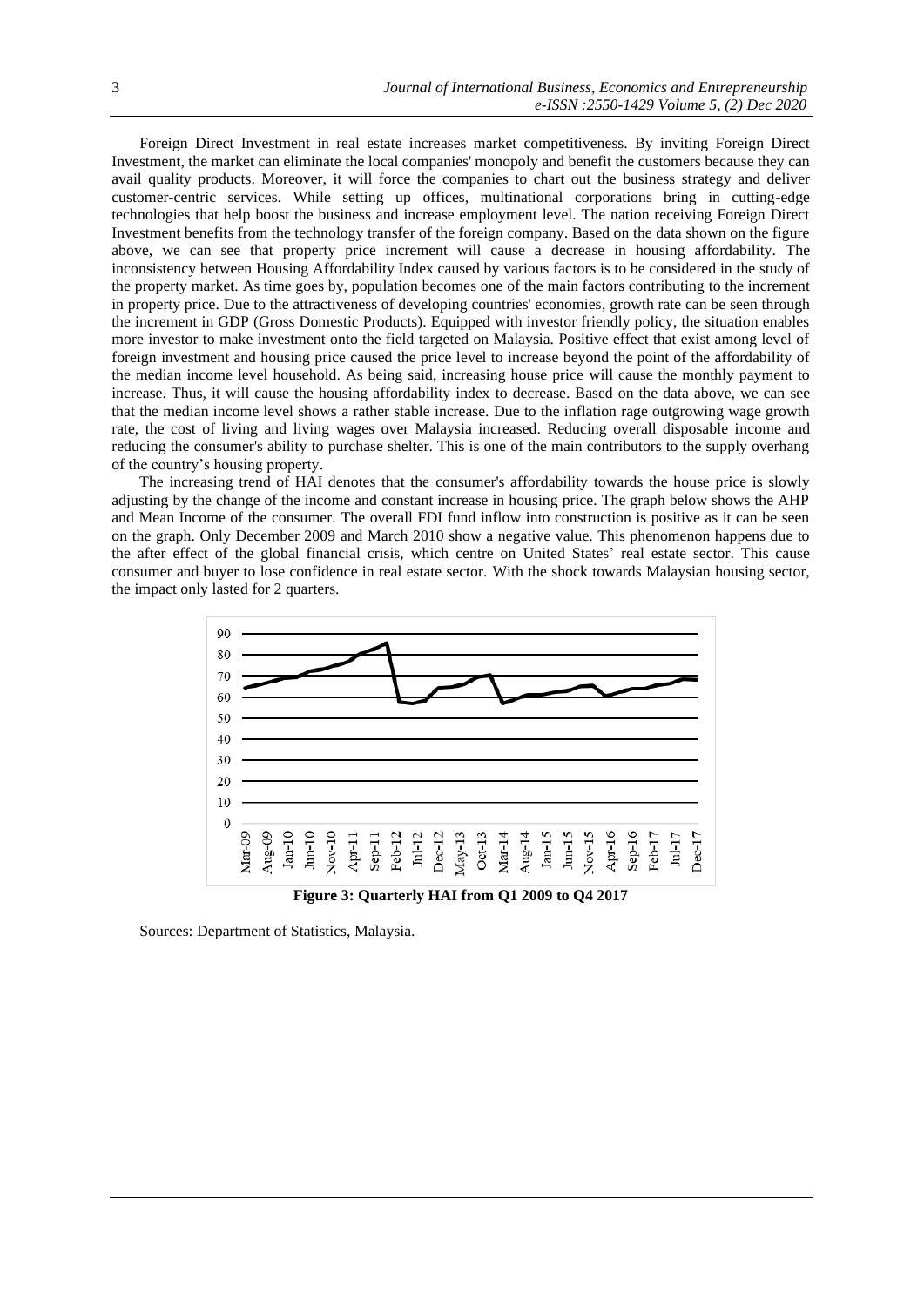Foreign Direct Investment in real estate increases market competitiveness. By inviting Foreign Direct Investment, the market can eliminate the local companies' monopoly and benefit the customers because they can avail quality products. Moreover, it will force the companies to chart out the business strategy and deliver customer-centric services. While setting up offices, multinational corporations bring in cutting-edge technologies that help boost the business and increase employment level. The nation receiving Foreign Direct Investment benefits from the technology transfer of the foreign company. Based on the data shown on the figure above, we can see that property price increment will cause a decrease in housing affordability. The inconsistency between Housing Affordability Index caused by various factors is to be considered in the study of the property market. As time goes by, population becomes one of the main factors contributing to the increment in property price. Due to the attractiveness of developing countries' economies, growth rate can be seen through the increment in GDP (Gross Domestic Products). Equipped with investor friendly policy, the situation enables more investor to make investment onto the field targeted on Malaysia. Positive effect that exist among level of foreign investment and housing price caused the price level to increase beyond the point of the affordability of the median income level household. As being said, increasing house price will cause the monthly payment to increase. Thus, it will cause the housing affordability index to decrease. Based on the data above, we can see that the median income level shows a rather stable increase. Due to the inflation rage outgrowing wage growth rate, the cost of living and living wages over Malaysia increased. Reducing overall disposable income and reducing the consumer's ability to purchase shelter. This is one of the main contributors to the supply overhang of the country's housing property.

The increasing trend of HAI denotes that the consumer's affordability towards the house price is slowly adjusting by the change of the income and constant increase in housing price. The graph below shows the AHP and Mean Income of the consumer. The overall FDI fund inflow into construction is positive as it can be seen on the graph. Only December 2009 and March 2010 show a negative value. This phenomenon happens due to the after effect of the global financial crisis, which centre on United States' real estate sector. This cause consumer and buyer to lose confidence in real estate sector. With the shock towards Malaysian housing sector, the impact only lasted for 2 quarters.

**Figure 3: Quarterly HAI from Q1 2009 to Q4 2017**

Sources: Department of Statistics, Malaysia.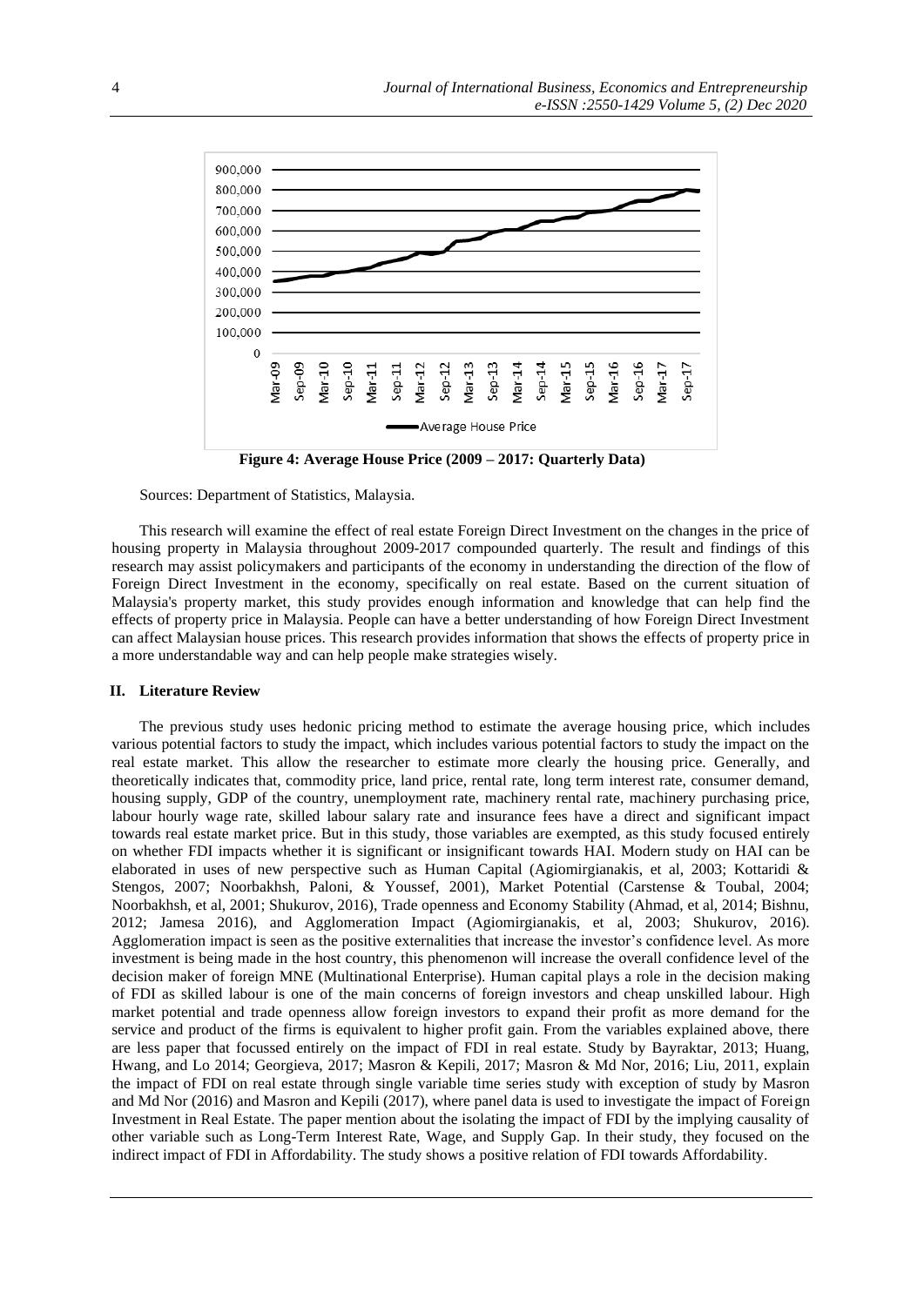Figure 4: Average House Price (2009 – 2017: Quarterly Data)

Sources: Department of Statistics, Malaysia.

This research will examine the effect of real estate Foreign Direct Investment on the changes in the price of housing property in Malaysia throughout 2009-2017 compounded quarterly. The result and findings of this research may assist policymakers and participants of the economy in understanding the direction of the flow of Foreign Direct Investment in the economy, specifically on real estate. Based on the current situation of Malaysia's property market, this study provides enough information and knowledge that can help find the effects of property price in Malaysia. People can have a better understanding of how Foreign Direct Investment can affect Malaysian house prices. This research provides information that shows the effects of property price in a more understandable way and can help people make strategies wisely.

## II. Literature Review

The previous study uses hedonic pricing method to estimate the average housing price, which includes various potential factors to study the impact, which includes various potential factors to study the impact on the real estate market. This allow the researcher to estimate more clearly the housing price. Generally, and theoretically indicates that, commodity price, land price, rental rate, long term interest rate, consumer demand, housing supply, GDP of the country, unemployment rate, machinery rental rate, machinery purchasing price, labour hourly wage rate, skilled labour salary rate and insurance fees have a direct and significant impact towards real estate market price. But in this study, those variables are exempted, as this study focused entirely on whether FDI impacts whether it is significant or insignificant towards HAI. Modern study on HAI can be elaborated in uses of new perspective such as Human Capital (Agiomirgianakis, et al, 2003; Kottaridi & Stengos, 2007; Noorbakhsh, Paloni, & Youssef, 2001), Market Potential (Carstense & Toubal, 2004; Noorbakhsh, et al, 2001; Shukurov, 2016), Trade openness and Economy Stability (Ahmad, et al, 2014; Bishnu, 2012; Jamesa 2016), and Agglomeration Impact (Agiomirgianakis, et al, 2003; Shukurov, 2016). Agglomeration impact is seen as the positive externalities that increase the investor's confidence level. As more investment is being made in the host country, this phenomenon will increase the overall confidence level of the decision maker of foreign MNE (Multinational Enterprise). Human capital plays a role in the decision making of FDI as skilled labour is one of the main concerns of foreign investors and cheap unskilled labour. High market potential and trade openness allow foreign investors to expand their profit as more demand for the service and product of the firms is equivalent to higher profit gain. From the variables explained above, there are less paper that focussed entirely on the impact of FDI in real estate. Study by Bayraktar, 2013; Huang, Hwang, and Lo 2014; Georgieva, 2017; Masron & Kepili, 2017; Masron & Md Nor, 2016; Liu, 2011, explain the impact of FDI on real estate through single variable time series study with exception of study by Masron and Md Nor (2016) and Masron and Kepili (2017), where panel data is used to investigate the impact of Foreign Investment in Real Estate. The paper mention about the isolating the impact of FDI by the implying causality of other variable such as Long-Term Interest Rate, Wage, and Supply Gap. In their study, they focused on the indirect impact of FDI in Affordability. The study shows a positive relation of FDI towards Affordability.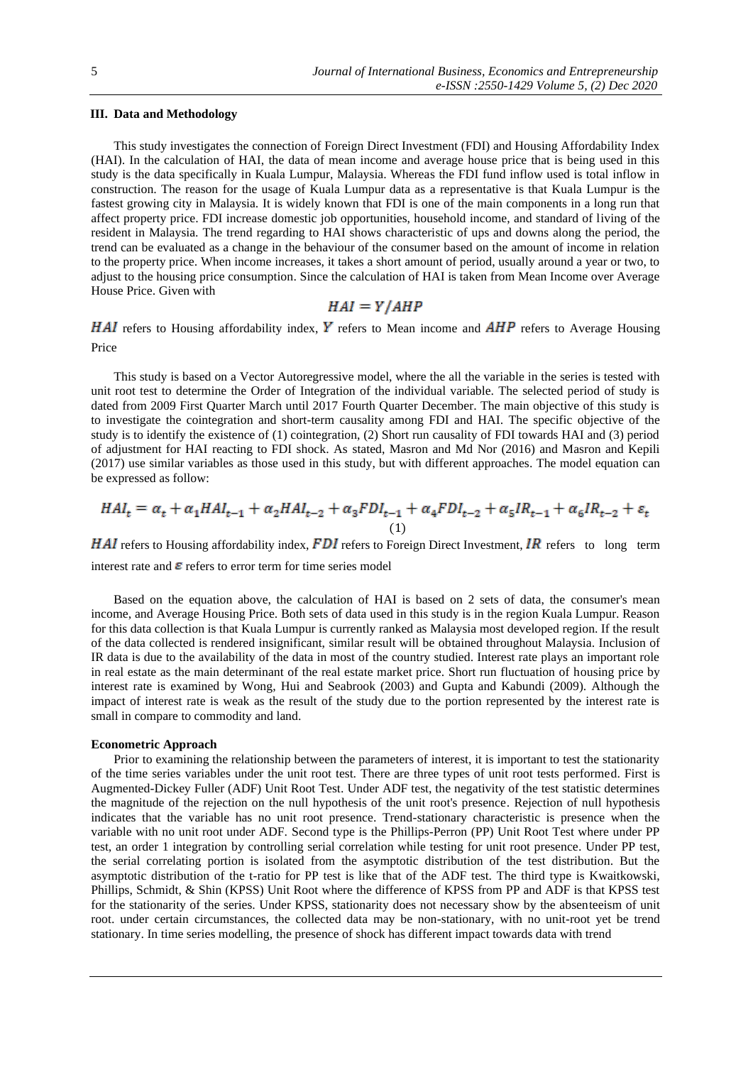## III. Data and Methodology

This study investigates the connection of Foreign Direct Investment (FDI) and Housing Affordability Index (HAI). In the calculation of HAI, the data of mean income and average house price that is being used in this study is the data specifically in Kuala Lumpur, Malaysia. Whereas the FDI fund inflow used is total inflow in construction. The reason for the usage of Kuala Lumpur data as a representative is that Kuala Lumpur is the fastest growing city in Malaysia. It is widely known that FDI is one of the main components in a long run that affect property price. FDI increase domestic job opportunities, household income, and standard of living of the resident in Malaysia. The trend regarding to HAI shows characteristic of ups and downs along the period, the trend can be evaluated as a change in the behaviour of the consumer based on the amount of income in relation to the property price. When income increases, it takes a short amount of period, usually around a year or two, to adjust to the housing price consumption. Since the calculation of HAI is taken from Mean Income over Average House Price. Given with

$$HAI = Y/AHP$$

$HAI$ refers to Housing affordability index, $Y$ refers to Mean income and $AHP$ refers to Average Housing Price

This study is based on a Vector Autoregressive model, where the all the variable in the series is tested with unit root test to determine the Order of Integration of the individual variable. The selected period of study is dated from 2009 First Quarter March until 2017 Fourth Quarter December. The main objective of this study is to investigate the cointegration and short-term causality among FDI and HAI. The specific objective of the study is to identify the existence of (1) cointegration, (2) Short run causality of FDI towards HAI and (3) period of adjustment for HAI reacting to FDI shock. As stated, Masron and Md Nor (2016) and Masron and Kepili (2017) use similar variables as those used in this study, but with different approaches. The model equation can be expressed as follow:

$$HAI_t = \alpha_t + \alpha_1 HAI_{t-1} + \alpha_2 HAI_{t-2} + \alpha_3 FDI_{t-1} + \alpha_4 FDI_{t-2} + \alpha_5 IR_{t-1} + \alpha_6 IR_{t-2} + \varepsilon_t \quad (1)$$

$HAI$ refers to Housing affordability index, $FDI$ refers to Foreign Direct Investment, $IR$ refers to long term interest rate and $\varepsilon$ refers to error term for time series model

Based on the equation above, the calculation of HAI is based on 2 sets of data, the consumer's mean income, and Average Housing Price. Both sets of data used in this study is in the region Kuala Lumpur. Reason for this data collection is that Kuala Lumpur is currently ranked as Malaysia most developed region. If the result of the data collected is rendered insignificant, similar result will be obtained throughout Malaysia. Inclusion of IR data is due to the availability of the data in most of the country studied. Interest rate plays an important role in real estate as the main determinant of the real estate market price. Short run fluctuation of housing price by interest rate is examined by Wong, Hui and Seabrook (2003) and Gupta and Kabundi (2009). Although the impact of interest rate is weak as the result of the study due to the portion represented by the interest rate is small in compare to commodity and land.

### Econometric Approach

Prior to examining the relationship between the parameters of interest, it is important to test the stationarity of the time series variables under the unit root test. There are three types of unit root tests performed. First is Augmented-Dickey Fuller (ADF) Unit Root Test. Under ADF test, the negativity of the test statistic determines the magnitude of the rejection on the null hypothesis of the unit root's presence. Rejection of null hypothesis indicates that the variable has no unit root presence. Trend-stationary characteristic is presence when the variable with no unit root under ADF. Second type is the Phillips-Perron (PP) Unit Root Test where under PP test, an order 1 integration by controlling serial correlation while testing for unit root presence. Under PP test, the serial correlating portion is isolated from the asymptotic distribution of the test distribution. But the asymptotic distribution of the t-ratio for PP test is like that of the ADF test. The third type is Kwaitkowski, Phillips, Schmidt, & Shin (KPSS) Unit Root where the difference of KPSS from PP and ADF is that KPSS test for the stationarity of the series. Under KPSS, stationarity does not necessary show by the absenteeism of unit root. under certain circumstances, the collected data may be non-stationary, with no unit-root yet be trend stationary. In time series modelling, the presence of shock has different impact towards data with trend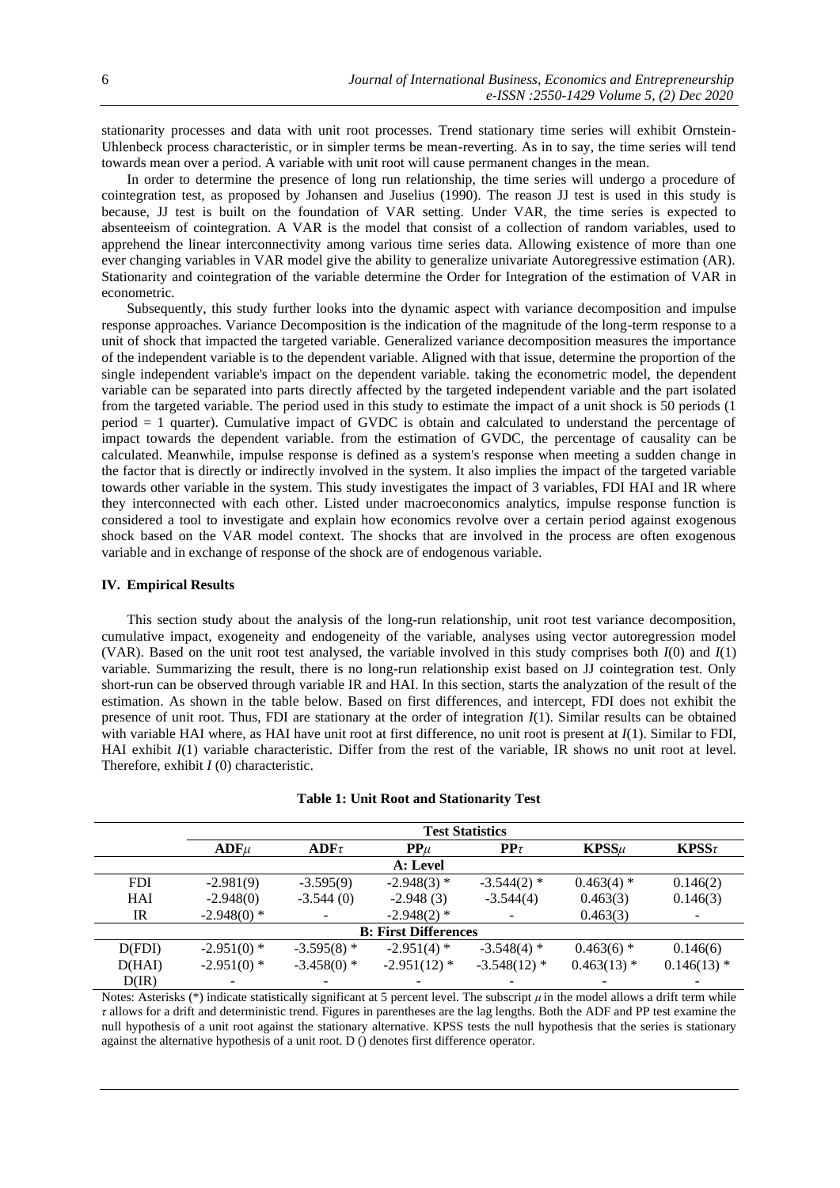stationarity processes and data with unit root processes. Trend stationary time series will exhibit Ornstein-Uhlenbeck process characteristic, or in simpler terms be mean-reverting. As in to say, the time series will tend towards mean over a period. A variable with unit root will cause permanent changes in the mean.

In order to determine the presence of long run relationship, the time series will undergo a procedure of cointegration test, as proposed by Johansen and Juselius (1990). The reason JJ test is used in this study is because, JJ test is built on the foundation of VAR setting. Under VAR, the time series is expected to absenteeism of cointegration. A VAR is the model that consist of a collection of random variables, used to apprehend the linear interconnectivity among various time series data. Allowing existence of more than one ever changing variables in VAR model give the ability to generalize univariate Autoregressive estimation (AR). Stationarity and cointegration of the variable determine the Order for Integration of the estimation of VAR in econometric.

Subsequently, this study further looks into the dynamic aspect with variance decomposition and impulse response approaches. Variance Decomposition is the indication of the magnitude of the long-term response to a unit of shock that impacted the targeted variable. Generalized variance decomposition measures the importance of the independent variable is to the dependent variable. Aligned with that issue, determine the proportion of the single independent variable's impact on the dependent variable. taking the econometric model, the dependent variable can be separated into parts directly affected by the targeted independent variable and the part isolated from the targeted variable. The period used in this study to estimate the impact of a unit shock is 50 periods (1 period = 1 quarter). Cumulative impact of GVDC is obtain and calculated to understand the percentage of impact towards the dependent variable. from the estimation of GVDC, the percentage of causality can be calculated. Meanwhile, impulse response is defined as a system's response when meeting a sudden change in the factor that is directly or indirectly involved in the system. It also implies the impact of the targeted variable towards other variable in the system. This study investigates the impact of 3 variables, FDI HAI and IR where they interconnected with each other. Listed under macroeconomics analytics, impulse response function is considered a tool to investigate and explain how economics revolve over a certain period against exogenous shock based on the VAR model context. The shocks that are involved in the process are often exogenous variable and in exchange of response of the shock are of endogenous variable.

## IV. Empirical Results

This section study about the analysis of the long-run relationship, unit root test variance decomposition, cumulative impact, exogeneity and endogeneity of the variable, analyses using vector autoregression model (VAR). Based on the unit root test analysed, the variable involved in this study comprises both $I(0)$ and $I(1)$ variable. Summarizing the result, there is no long-run relationship exist based on JJ cointegration test. Only short-run can be observed through variable IR and HAI. In this section, starts the analyzation of the result of the estimation. As shown in the table below. Based on first differences, and intercept, FDI does not exhibit the presence of unit root. Thus, FDI are stationary at the order of integration $I(1)$. Similar results can be obtained with variable HAI where, as HAI have unit root at first difference, no unit root is present at $I(1)$. Similar to FDI, HAI exhibit $I(1)$ variable characteristic. Differ from the rest of the variable, IR shows no unit root at level. Therefore, exhibit $I(0)$ characteristic.

**Table 1: Unit Root and Stationarity Test**

| | Test Statistics | | | | | |
|---|---|---|---|---|---|---|
| | **ADF$\mu$** | **ADF$\tau$** | **PP$\mu$** | **PP$\tau$** | **KPSS$\mu$** | **KPSS$\tau$** |
| | | | **A: Level** | | | |
| FDI | -2.981(9) | -3.595(9) | -2.948(3) * | -3.544(2) * | 0.463(4) * | 0.146(2) |
| HAI | -2.948(0) | -3.544 (0) | -2.948 (3) | -3.544(4) | 0.463(3) | 0.146(3) |
| IR | -2.948(0) * | - | -2.948(2) * | - | 0.463(3) | - |
| | | | **B: First Differences** | | | |
| D(FDI) | -2.951(0) * | -3.595(8) * | -2.951(4) * | -3.548(4) * | 0.463(6) * | 0.146(6) |
| D(HAI) | -2.951(0) * | -3.458(0) * | -2.951(12) * | -3.548(12) * | 0.463(13) * | 0.146(13) * |
| D(IR) | - | - | - | - | - | - |

Notes: Asterisks (*) indicate statistically significant at 5 percent level. The subscript $\mu$ in the model allows a drift term while $\tau$ allows for a drift and deterministic trend. Figures in parentheses are the lag lengths. Both the ADF and PP test examine the null hypothesis of a unit root against the stationary alternative. KPSS tests the null hypothesis that the series is stationary against the alternative hypothesis of a unit root. D () denotes first difference operator.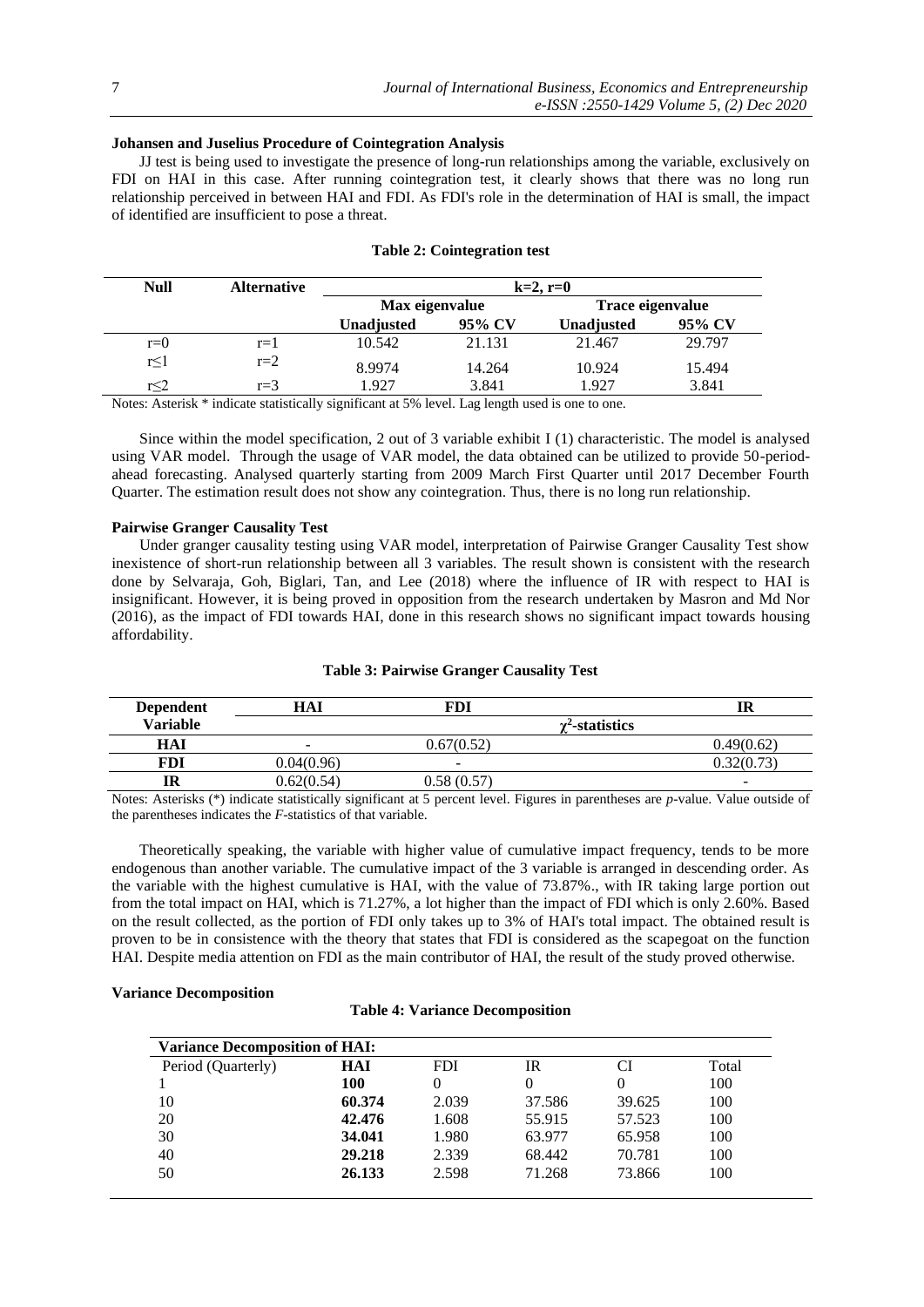**Johansen and Juselius Procedure of Cointegration Analysis**

JJ test is being used to investigate the presence of long-run relationships among the variable, exclusively on FDI on HAI in this case. After running cointegration test, it clearly shows that there was no long run relationship perceived in between HAI and FDI. As FDI's role in the determination of HAI is small, the impact of identified are insufficient to pose a threat.

**Table 2: Cointegration test**

| Null | Alternative | k=2, r=0 | | | |
|---|---|---|---|---|---|
| | | Max eigenvalue | | Trace eigenvalue | |
| | | Unadjusted | 95% CV | Unadjusted | 95% CV |
| r=0 | r=1 | 10.542 | 21.131 | 21.467 | 29.797 |
| r≤1 | r=2 | 8.9974 | 14.264 | 10.924 | 15.494 |
| r≤2 | r=3 | 1.927 | 3.841 | 1.927 | 3.841 |

Notes: Asterisk * indicate statistically significant at 5% level. Lag length used is one to one.

Since within the model specification, 2 out of 3 variable exhibit I (1) characteristic. The model is analysed using VAR model. Through the usage of VAR model, the data obtained can be utilized to provide 50-period-ahead forecasting. Analysed quarterly starting from 2009 March First Quarter until 2017 December Fourth Quarter. The estimation result does not show any cointegration. Thus, there is no long run relationship.

**Pairwise Granger Causality Test**

Under granger causality testing using VAR model, interpretation of Pairwise Granger Causality Test show inexistence of short-run relationship between all 3 variables. The result shown is consistent with the research done by Selvaraja, Goh, Biglari, Tan, and Lee (2018) where the influence of IR with respect to HAI is insignificant. However, it is being proved in opposition from the research undertaken by Masron and Md Nor (2016), as the impact of FDI towards HAI, done in this research shows no significant impact towards housing affordability.

**Table 3: Pairwise Granger Causality Test**

| Dependent Variable | HAI | FDI | IR |
|---|---|---|---|
| | $\chi^2$-statistics | | |
| HAI | - | 0.67(0.52) | 0.49(0.62) |
| FDI | 0.04(0.96) | - | 0.32(0.73) |
| IR | 0.62(0.54) | 0.58 (0.57) | - |

Notes: Asterisks (*) indicate statistically significant at 5 percent level. Figures in parentheses are *p*-value. Value outside of the parentheses indicates the *F*-statistics of that variable.

Theoretically speaking, the variable with higher value of cumulative impact frequency, tends to be more endogenous than another variable. The cumulative impact of the 3 variable is arranged in descending order. As the variable with the highest cumulative is HAI, with the value of 73.87%., with IR taking large portion out from the total impact on HAI, which is 71.27%, a lot higher than the impact of FDI which is only 2.60%. Based on the result collected, as the portion of FDI only takes up to 3% of HAI's total impact. The obtained result is proven to be in consistence with the theory that states that FDI is considered as the scapegoat on the function HAI. Despite media attention on FDI as the main contributor of HAI, the result of the study proved otherwise.

**Variance Decomposition**

**Table 4: Variance Decomposition**

| **Variance Decomposition of HAI:** | | | | | |
|---|---|---|---|---|---|
| Period (Quarterly) | **HAI** | FDI | IR | CI | Total |
| 1 | **100** | 0 | 0 | 0 | 100 |
| 10 | **60.374** | 2.039 | 37.586 | 39.625 | 100 |
| 20 | **42.476** | 1.608 | 55.915 | 57.523 | 100 |
| 30 | **34.041** | 1.980 | 63.977 | 65.958 | 100 |
| 40 | **29.218** | 2.339 | 68.442 | 70.781 | 100 |
| 50 | **26.133** | 2.598 | 71.268 | 73.866 | 100 |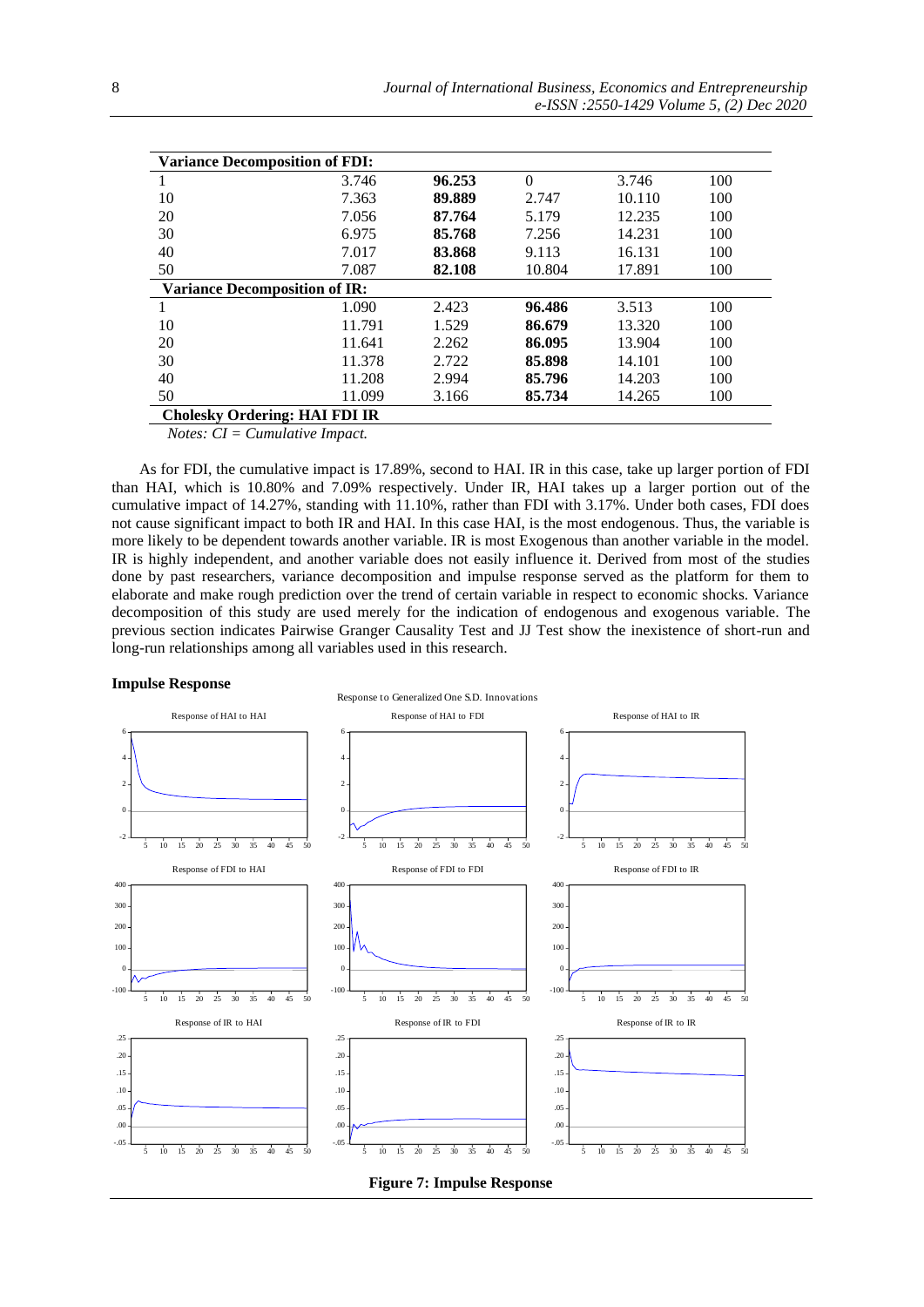| | | | | | |
|---|---|---|---|---|---|
| **Variance Decomposition of FDI:** | | | | | |
| 1 | 3.746 | **96.253** | 0 | 3.746 | 100 |
| 10 | 7.363 | **89.889** | 2.747 | 10.110 | 100 |
| 20 | 7.056 | **87.764** | 5.179 | 12.235 | 100 |
| 30 | 6.975 | **85.768** | 7.256 | 14.231 | 100 |
| 40 | 7.017 | **83.868** | 9.113 | 16.131 | 100 |
| 50 | 7.087 | **82.108** | 10.804 | 17.891 | 100 |
| **Variance Decomposition of IR:** | | | | | |
| 1 | 1.090 | 2.423 | **96.486** | 3.513 | 100 |
| 10 | 11.791 | 1.529 | **86.679** | 13.320 | 100 |
| 20 | 11.641 | 2.262 | **86.095** | 13.904 | 100 |
| 30 | 11.378 | 2.722 | **85.898** | 14.101 | 100 |
| 40 | 11.208 | 2.994 | **85.796** | 14.203 | 100 |
| 50 | 11.099 | 3.166 | **85.734** | 14.265 | 100 |
| **Cholesky Ordering: HAI FDI IR** | | | | | |

*Notes: CI = Cumulative Impact.*

As for FDI, the cumulative impact is 17.89%, second to HAI. IR in this case, take up larger portion of FDI than HAI, which is 10.80% and 7.09% respectively. Under IR, HAI takes up a larger portion out of the cumulative impact of 14.27%, standing with 11.10%, rather than FDI with 3.17%. Under both cases, FDI does not cause significant impact to both IR and HAI. In this case HAI, is the most endogenous. Thus, the variable is more likely to be dependent towards another variable. IR is most Exogenous than another variable in the model. IR is highly independent, and another variable does not easily influence it. Derived from most of the studies done by past researchers, variance decomposition and impulse response served as the platform for them to elaborate and make rough prediction over the trend of certain variable in respect to economic shocks. Variance decomposition of this study are used merely for the indication of endogenous and exogenous variable. The previous section indicates Pairwise Granger Causality Test and JJ Test show the inexistence of short-run and long-run relationships among all variables used in this research.

**Impulse Response**

**Figure 7: Impulse Response**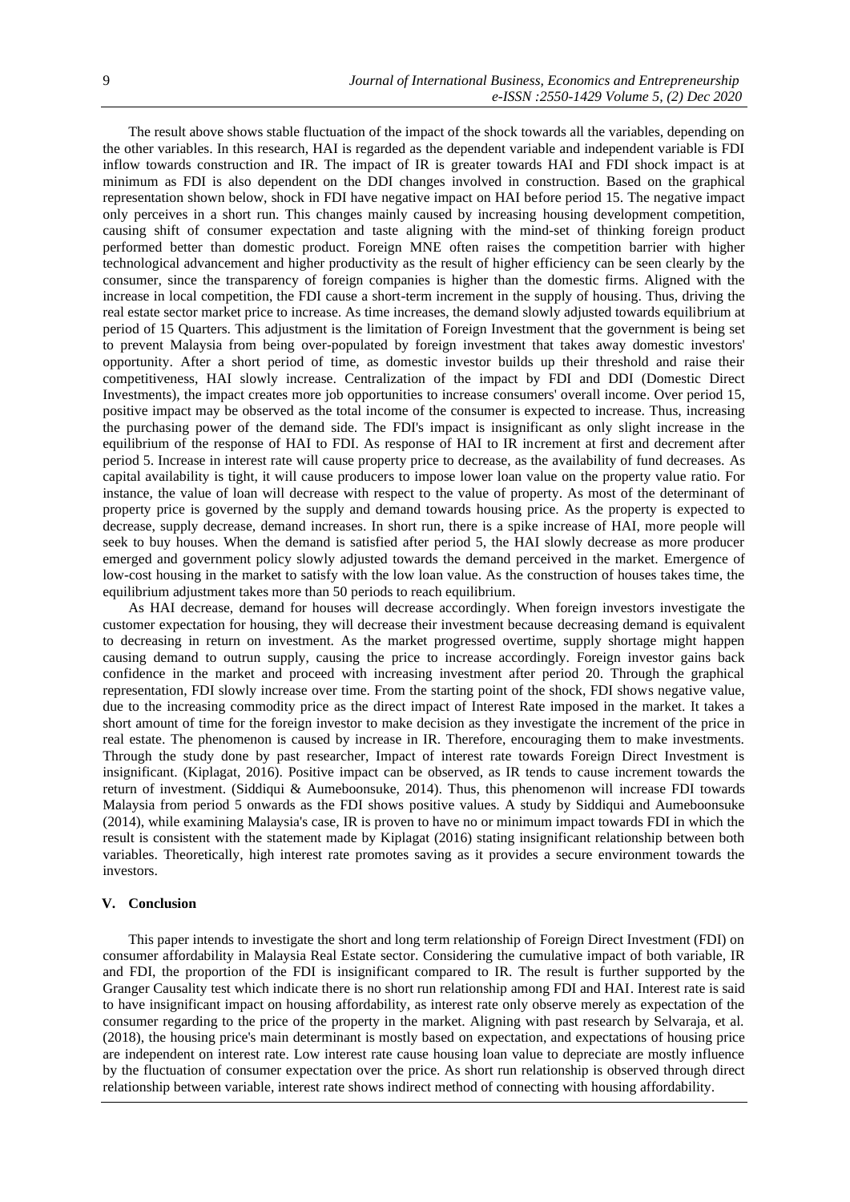The result above shows stable fluctuation of the impact of the shock towards all the variables, depending on the other variables. In this research, HAI is regarded as the dependent variable and independent variable is FDI inflow towards construction and IR. The impact of IR is greater towards HAI and FDI shock impact is at minimum as FDI is also dependent on the DDI changes involved in construction. Based on the graphical representation shown below, shock in FDI have negative impact on HAI before period 15. The negative impact only perceives in a short run. This changes mainly caused by increasing housing development competition, causing shift of consumer expectation and taste aligning with the mind-set of thinking foreign product performed better than domestic product. Foreign MNE often raises the competition barrier with higher technological advancement and higher productivity as the result of higher efficiency can be seen clearly by the consumer, since the transparency of foreign companies is higher than the domestic firms. Aligned with the increase in local competition, the FDI cause a short-term increment in the supply of housing. Thus, driving the real estate sector market price to increase. As time increases, the demand slowly adjusted towards equilibrium at period of 15 Quarters. This adjustment is the limitation of Foreign Investment that the government is being set to prevent Malaysia from being over-populated by foreign investment that takes away domestic investors' opportunity. After a short period of time, as domestic investor builds up their threshold and raise their competitiveness, HAI slowly increase. Centralization of the impact by FDI and DDI (Domestic Direct Investments), the impact creates more job opportunities to increase consumers' overall income. Over period 15, positive impact may be observed as the total income of the consumer is expected to increase. Thus, increasing the purchasing power of the demand side. The FDI's impact is insignificant as only slight increase in the equilibrium of the response of HAI to FDI. As response of HAI to IR increment at first and decrement after period 5. Increase in interest rate will cause property price to decrease, as the availability of fund decreases. As capital availability is tight, it will cause producers to impose lower loan value on the property value ratio. For instance, the value of loan will decrease with respect to the value of property. As most of the determinant of property price is governed by the supply and demand towards housing price. As the property is expected to decrease, supply decrease, demand increases. In short run, there is a spike increase of HAI, more people will seek to buy houses. When the demand is satisfied after period 5, the HAI slowly decrease as more producer emerged and government policy slowly adjusted towards the demand perceived in the market. Emergence of low-cost housing in the market to satisfy with the low loan value. As the construction of houses takes time, the equilibrium adjustment takes more than 50 periods to reach equilibrium.

As HAI decrease, demand for houses will decrease accordingly. When foreign investors investigate the customer expectation for housing, they will decrease their investment because decreasing demand is equivalent to decreasing in return on investment. As the market progressed overtime, supply shortage might happen causing demand to outrun supply, causing the price to increase accordingly. Foreign investor gains back confidence in the market and proceed with increasing investment after period 20. Through the graphical representation, FDI slowly increase over time. From the starting point of the shock, FDI shows negative value, due to the increasing commodity price as the direct impact of Interest Rate imposed in the market. It takes a short amount of time for the foreign investor to make decision as they investigate the increment of the price in real estate. The phenomenon is caused by increase in IR. Therefore, encouraging them to make investments. Through the study done by past researcher, Impact of interest rate towards Foreign Direct Investment is insignificant. (Kiplagat, 2016). Positive impact can be observed, as IR tends to cause increment towards the return of investment. (Siddiqui & Aumeboonsuke, 2014). Thus, this phenomenon will increase FDI towards Malaysia from period 5 onwards as the FDI shows positive values. A study by Siddiqui and Aumeboonsuke (2014), while examining Malaysia's case, IR is proven to have no or minimum impact towards FDI in which the result is consistent with the statement made by Kiplagat (2016) stating insignificant relationship between both variables. Theoretically, high interest rate promotes saving as it provides a secure environment towards the investors.

## V. Conclusion

This paper intends to investigate the short and long term relationship of Foreign Direct Investment (FDI) on consumer affordability in Malaysia Real Estate sector. Considering the cumulative impact of both variable, IR and FDI, the proportion of the FDI is insignificant compared to IR. The result is further supported by the Granger Causality test which indicate there is no short run relationship among FDI and HAI. Interest rate is said to have insignificant impact on housing affordability, as interest rate only observe merely as expectation of the consumer regarding to the price of the property in the market. Aligning with past research by Selvaraja, et al. (2018), the housing price's main determinant is mostly based on expectation, and expectations of housing price are independent on interest rate. Low interest rate cause housing loan value to depreciate are mostly influence by the fluctuation of consumer expectation over the price. As short run relationship is observed through direct relationship between variable, interest rate shows indirect method of connecting with housing affordability.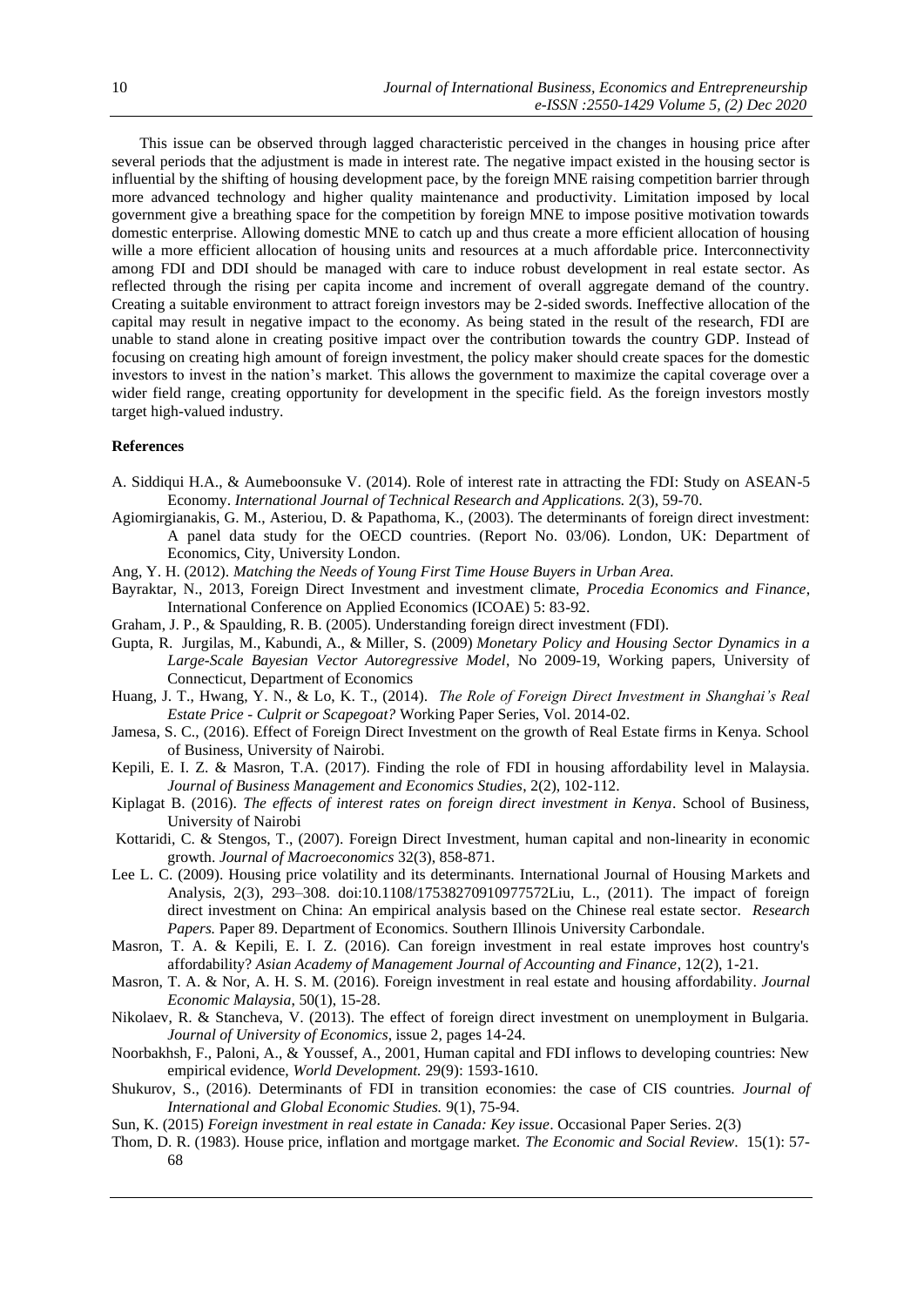This issue can be observed through lagged characteristic perceived in the changes in housing price after several periods that the adjustment is made in interest rate. The negative impact existed in the housing sector is influential by the shifting of housing development pace, by the foreign MNE raising competition barrier through more advanced technology and higher quality maintenance and productivity. Limitation imposed by local government give a breathing space for the competition by foreign MNE to impose positive motivation towards domestic enterprise. Allowing domestic MNE to catch up and thus create a more efficient allocation of housing wille a more efficient allocation of housing units and resources at a much affordable price. Interconnectivity among FDI and DDI should be managed with care to induce robust development in real estate sector. As reflected through the rising per capita income and increment of overall aggregate demand of the country. Creating a suitable environment to attract foreign investors may be 2-sided swords. Ineffective allocation of the capital may result in negative impact to the economy. As being stated in the result of the research, FDI are unable to stand alone in creating positive impact over the contribution towards the country GDP. Instead of focusing on creating high amount of foreign investment, the policy maker should create spaces for the domestic investors to invest in the nation's market. This allows the government to maximize the capital coverage over a wider field range, creating opportunity for development in the specific field. As the foreign investors mostly target high-valued industry.

**References**

A. Siddiqui H.A., & Aumeboonsuke V. (2014). Role of interest rate in attracting the FDI: Study on ASEAN-5 Economy. *International Journal of Technical Research and Applications.* 2(3), 59-70.

Agiomirgianakis, G. M., Asteriou, D. & Papathoma, K., (2003). The determinants of foreign direct investment: A panel data study for the OECD countries. (Report No. 03/06). London, UK: Department of Economics, City, University London.

Ang, Y. H. (2012). *Matching the Needs of Young First Time House Buyers in Urban Area.*

Bayraktar, N., 2013, Foreign Direct Investment and investment climate, *Procedia Economics and Finance*, International Conference on Applied Economics (ICOAE) 5: 83-92.

Graham, J. P., & Spaulding, R. B. (2005). Understanding foreign direct investment (FDI).

Gupta, R. Jurgilas, M., Kabundi, A., & Miller, S. (2009) *Monetary Policy and Housing Sector Dynamics in a Large-Scale Bayesian Vector Autoregressive Model*, No 2009-19, Working papers, University of Connecticut, Department of Economics

Huang, J. T., Hwang, Y. N., & Lo, K. T., (2014). *The Role of Foreign Direct Investment in Shanghai's Real Estate Price - Culprit or Scapegoat?* Working Paper Series, Vol. 2014-02.

Jamesa, S. C., (2016). Effect of Foreign Direct Investment on the growth of Real Estate firms in Kenya. School of Business, University of Nairobi.

Kepili, E. I. Z. & Masron, T.A. (2017). Finding the role of FDI in housing affordability level in Malaysia. *Journal of Business Management and Economics Studies*, 2(2), 102-112.

Kiplagat B. (2016). *The effects of interest rates on foreign direct investment in Kenya*. School of Business, University of Nairobi

Kottaridi, C. & Stengos, T., (2007). Foreign Direct Investment, human capital and non-linearity in economic growth. *Journal of Macroeconomics* 32(3), 858-871.

Lee L. C. (2009). Housing price volatility and its determinants. International Journal of Housing Markets and Analysis, 2(3), 293–308. doi:10.1108/17538270910977572Liu, L., (2011). The impact of foreign direct investment on China: An empirical analysis based on the Chinese real estate sector. *Research Papers.* Paper 89. Department of Economics. Southern Illinois University Carbondale.

Masron, T. A. & Kepili, E. I. Z. (2016). Can foreign investment in real estate improves host country's affordability? *Asian Academy of Management Journal of Accounting and Finance*, 12(2), 1-21.

Masron, T. A. & Nor, A. H. S. M. (2016). Foreign investment in real estate and housing affordability. *Journal Economic Malaysia*, 50(1), 15-28.

Nikolaev, R. & Stancheva, V. (2013). The effect of foreign direct investment on unemployment in Bulgaria. *Journal of University of Economics,* issue 2, pages 14-24.

Noorbakhsh, F., Paloni, A., & Youssef, A., 2001, Human capital and FDI inflows to developing countries: New empirical evidence, *World Development.* 29(9): 1593-1610.

Shukurov, S., (2016). Determinants of FDI in transition economies: the case of CIS countries. *Journal of International and Global Economic Studies.* 9(1), 75-94.

Sun, K. (2015) *Foreign investment in real estate in Canada: Key issue*. Occasional Paper Series. 2(3)

Thom, D. R. (1983). House price, inflation and mortgage market. *The Economic and Social Review*. 15(1): 57-68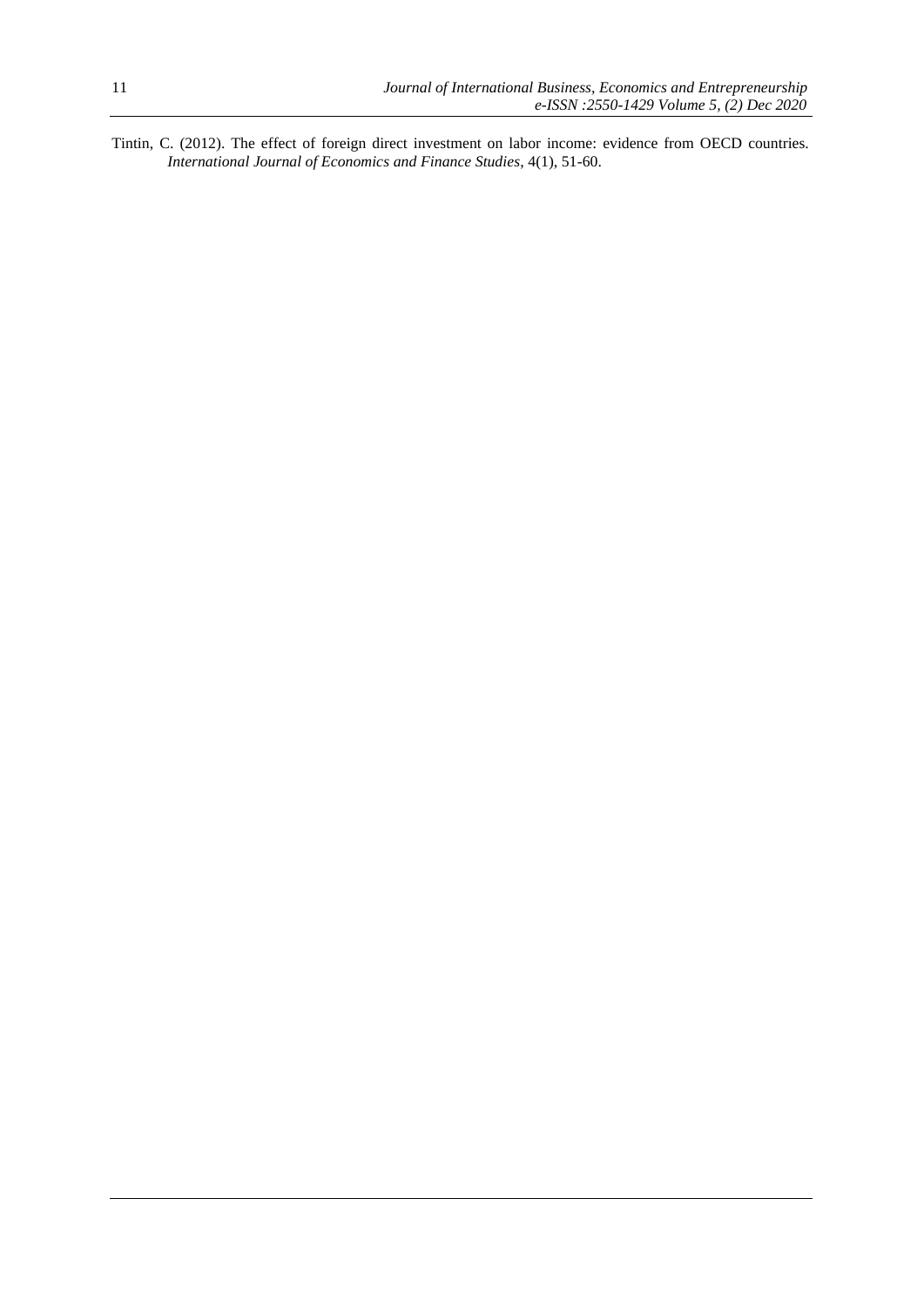Tintin, C. (2012). The effect of foreign direct investment on labor income: evidence from OECD countries. *International Journal of Economics and Finance Studies*, 4(1), 51-60.